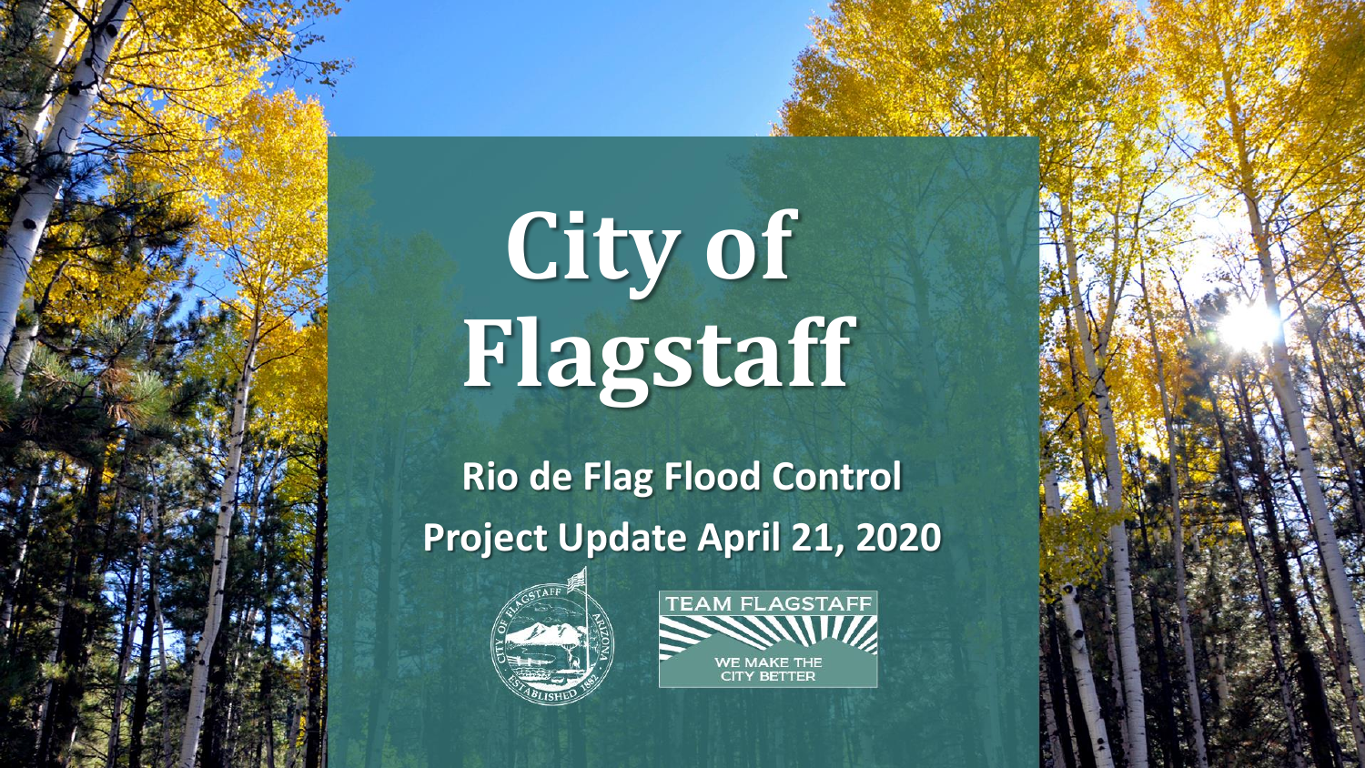# City of Flagstaff

## Rio de Flag Flood Control

## Project Update April 21, 2020

TEAM FLAGSTAFF

WE MAKE THE CITY BETTER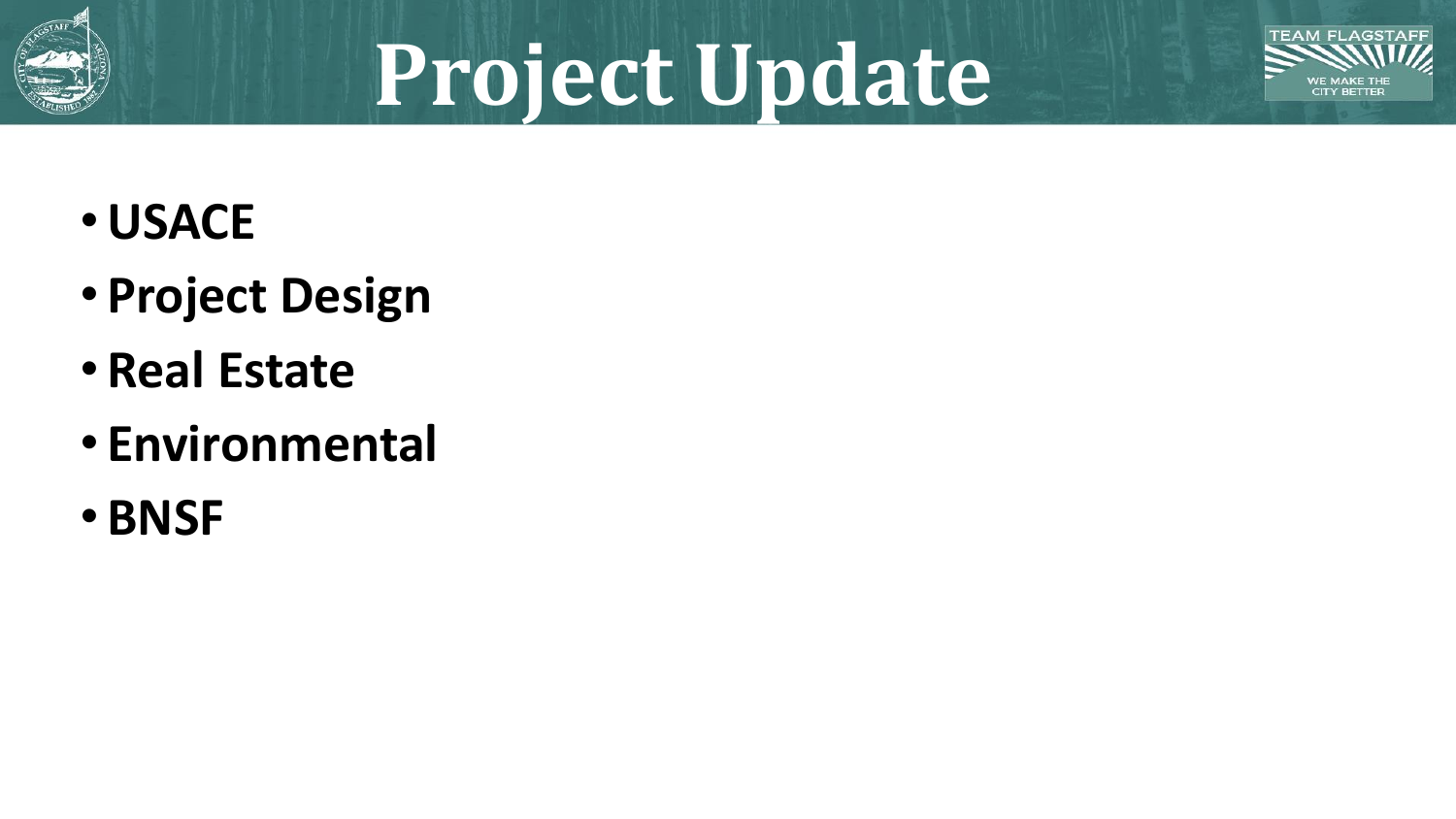# Project Update

- **USACE**
- **Project Design**
- **Real Estate**
- **Environmental**
- **BNSF**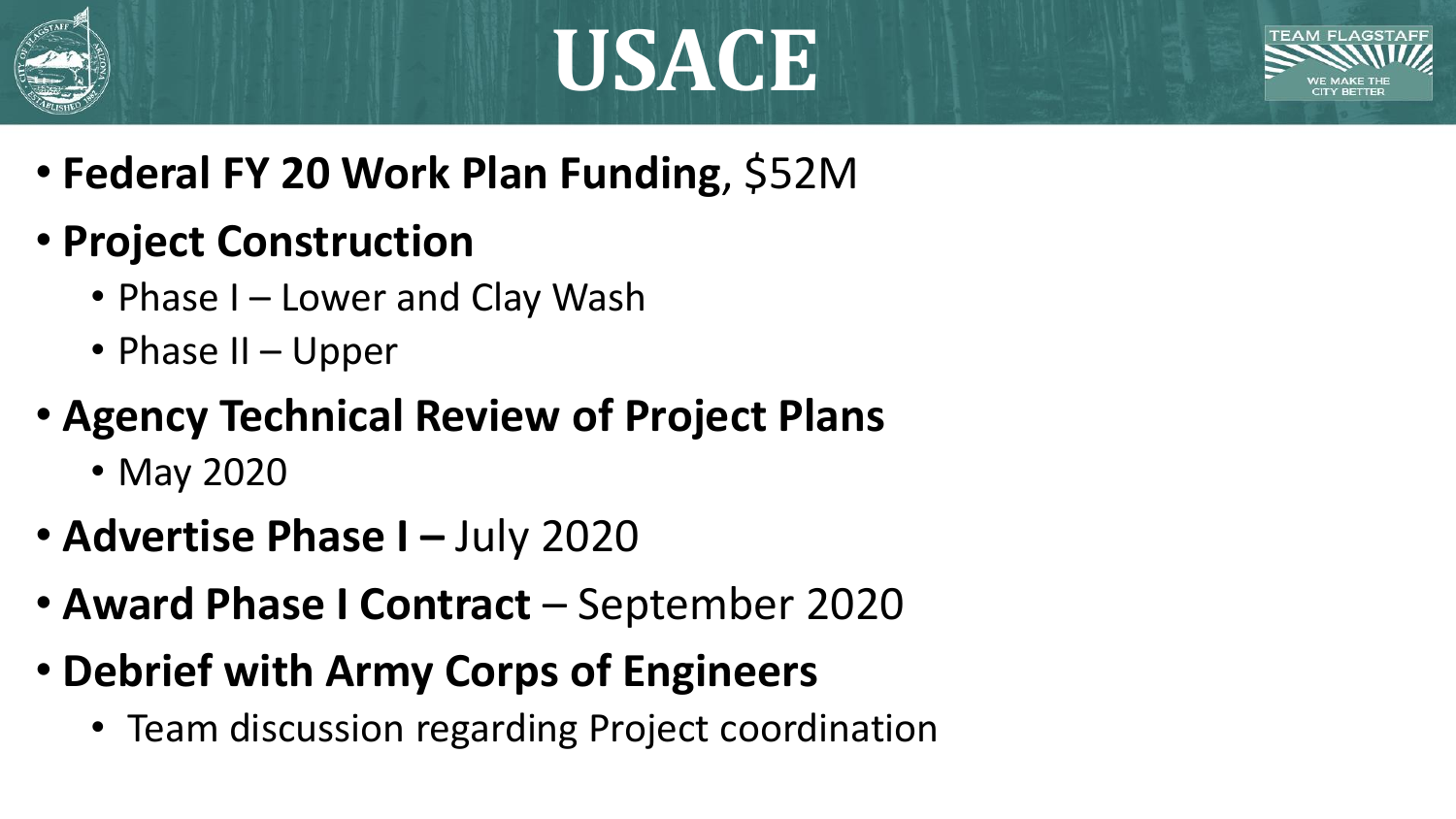# USACE

- **Federal FY 20 Work Plan Funding**, $52M
- **Project Construction**
  - Phase I – Lower and Clay Wash
  - Phase II – Upper
- **Agency Technical Review of Project Plans**
  - May 2020
- **Advertise Phase I –** July 2020
- **Award Phase I Contract** – September 2020
- **Debrief with Army Corps of Engineers**
  - Team discussion regarding Project coordination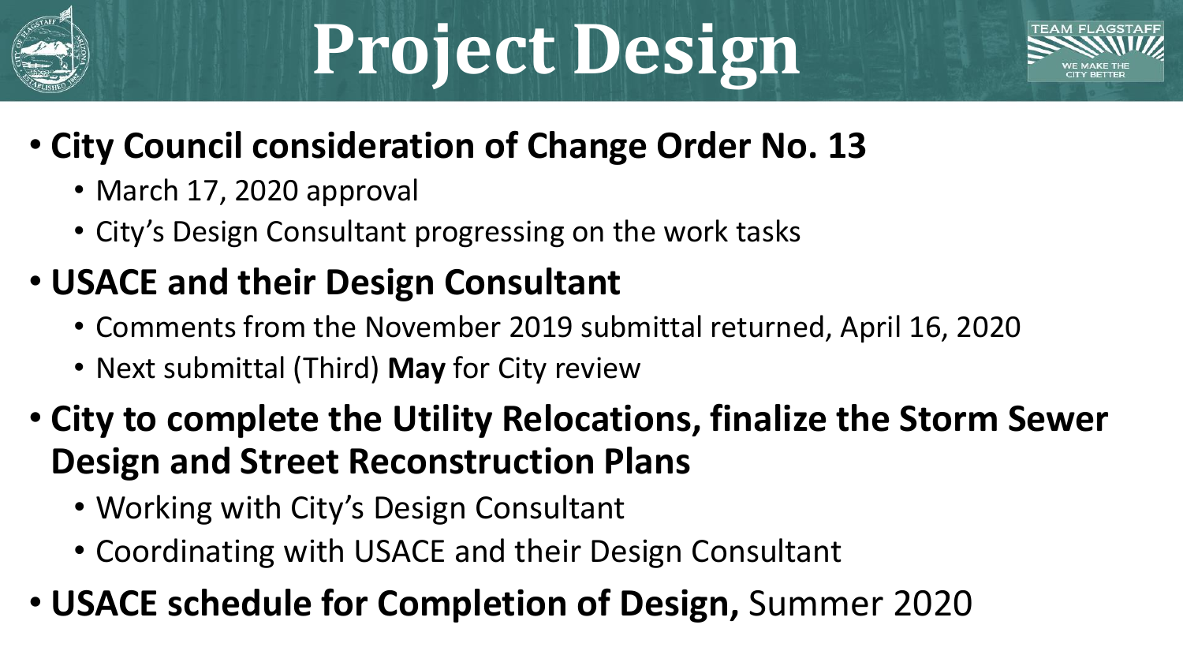# Project Design

- **City Council consideration of Change Order No. 13**
  - March 17, 2020 approval
  - City's Design Consultant progressing on the work tasks
- **USACE and their Design Consultant**
  - Comments from the November 2019 submittal returned, April 16, 2020
  - Next submittal (Third) **May** for City review
- **City to complete the Utility Relocations, finalize the Storm Sewer Design and Street Reconstruction Plans**
  - Working with City's Design Consultant
  - Coordinating with USACE and their Design Consultant
- **USACE schedule for Completion of Design,** Summer 2020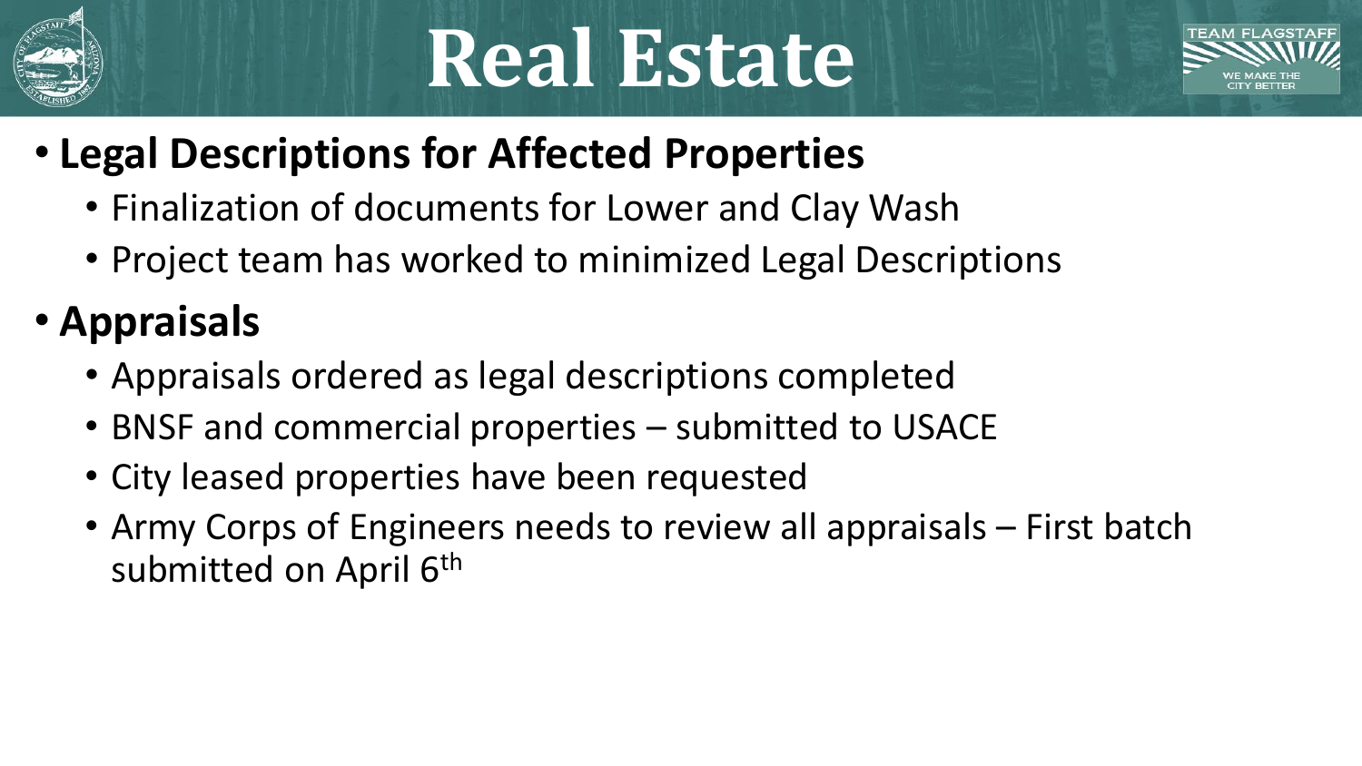# Real Estate

- **Legal Descriptions for Affected Properties**
  - Finalization of documents for Lower and Clay Wash
  - Project team has worked to minimized Legal Descriptions
- **Appraisals**
  - Appraisals ordered as legal descriptions completed
  - BNSF and commercial properties – submitted to USACE
  - City leased properties have been requested
  - Army Corps of Engineers needs to review all appraisals – First batch submitted on April 6th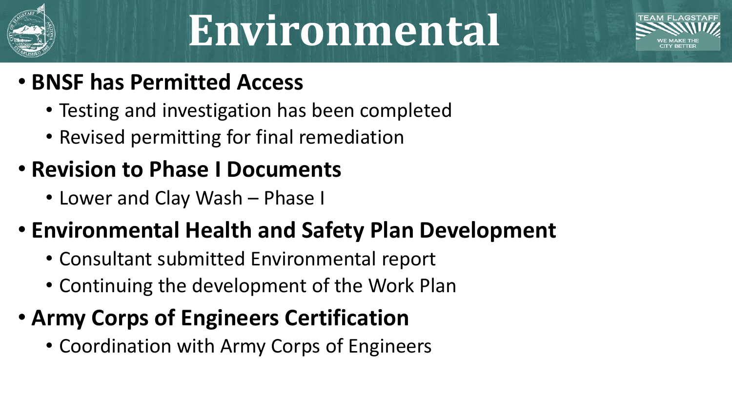# Environmental

- **BNSF has Permitted Access**
  - Testing and investigation has been completed
  - Revised permitting for final remediation
- **Revision to Phase I Documents**
  - Lower and Clay Wash – Phase I
- **Environmental Health and Safety Plan Development**
  - Consultant submitted Environmental report
  - Continuing the development of the Work Plan
- **Army Corps of Engineers Certification**
  - Coordination with Army Corps of Engineers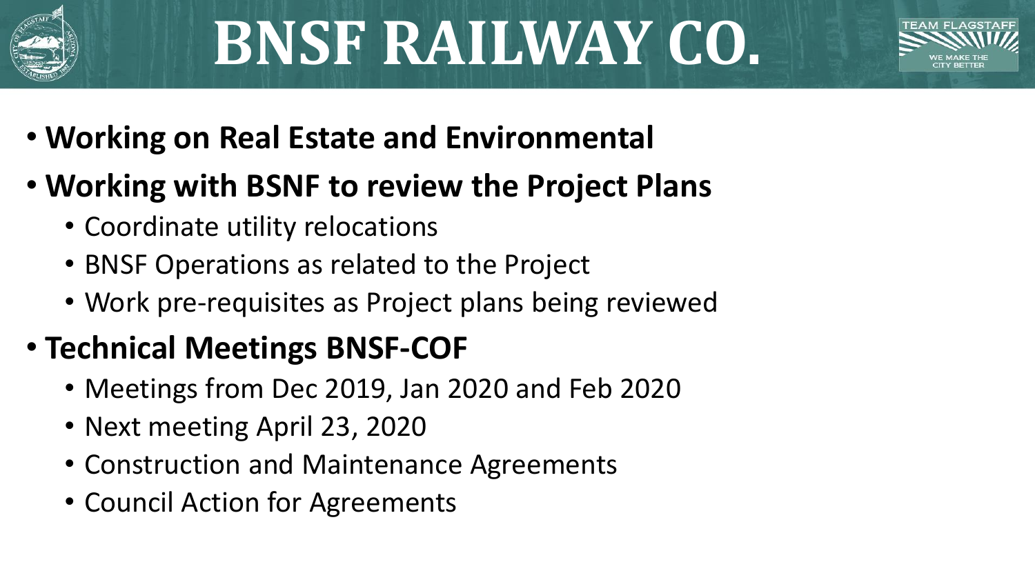# BNSF RAILWAY CO.

- **Working on Real Estate and Environmental**
- **Working with BSNF to review the Project Plans**
  - Coordinate utility relocations
  - BNSF Operations as related to the Project
  - Work pre-requisites as Project plans being reviewed
- **Technical Meetings BNSF-COF**
  - Meetings from Dec 2019, Jan 2020 and Feb 2020
  - Next meeting April 23, 2020
  - Construction and Maintenance Agreements
  - Council Action for Agreements